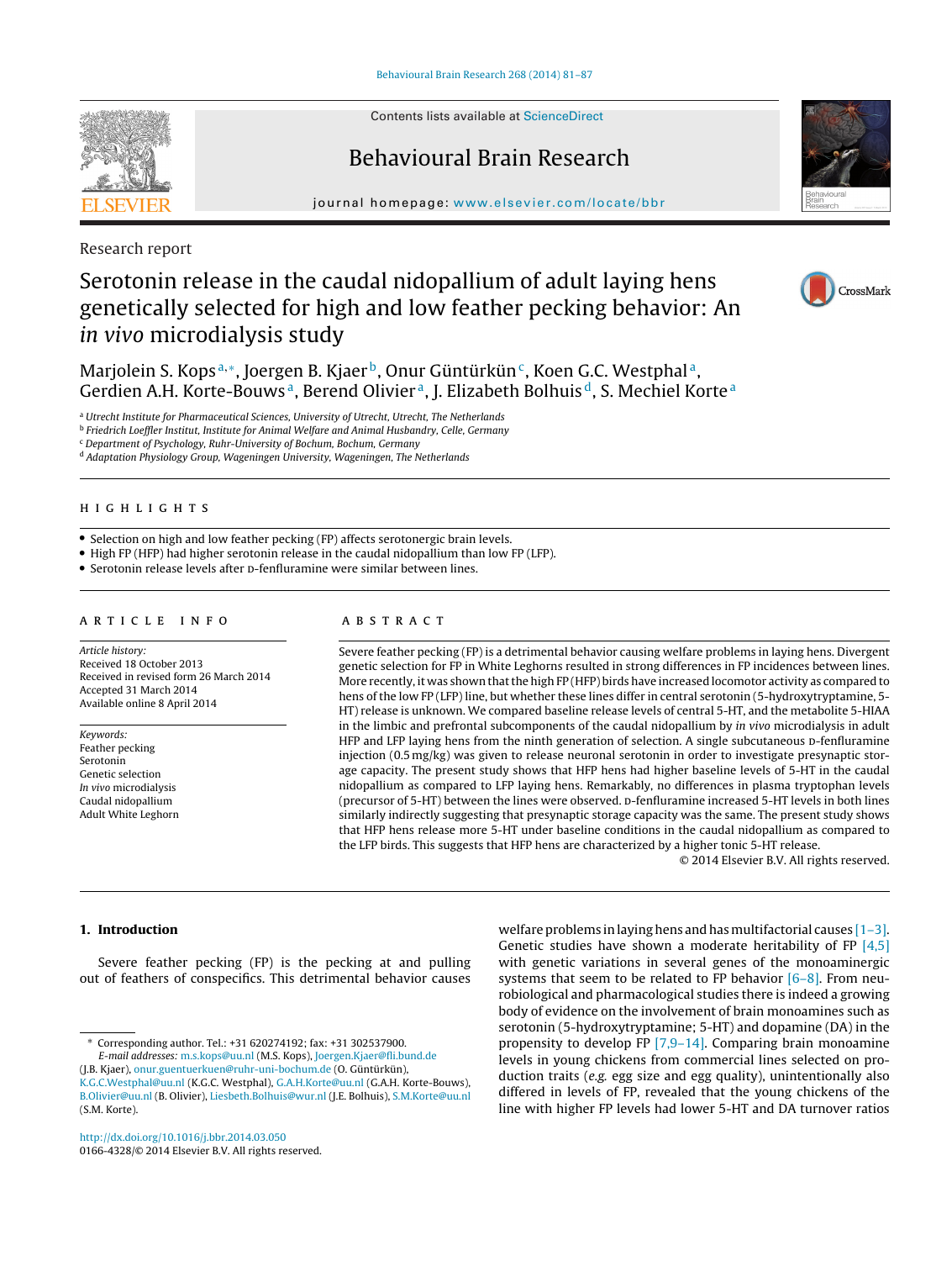Research report

# Serotonin release in the caudal nidopallium of adult laying hens genetically selected for high and low feather pecking behavior: An *in vivo* microdialysis study

Marjolein S. Kops[a,*], Joergen B. Kjaer[b], Onur Güntürkün[c], Koen G.C. Westphal[a], Gerdien A.H. Korte-Bouws[a], Berend Olivier[a], J. Elizabeth Bolhuis[d], S. Mechiel Korte[a]

[a] *Utrecht Institute for Pharmaceutical Sciences, University of Utrecht, Utrecht, The Netherlands*
[b] *Friedrich Loeffler Institut, Institute for Animal Welfare and Animal Husbandry, Celle, Germany*
[c] *Department of Psychology, Ruhr-University of Bochum, Bochum, Germany*
[d] *Adaptation Physiology Group, Wageningen University, Wageningen, The Netherlands*

## HIGHLIGHTS

- Selection on high and low feather pecking (FP) affects serotonergic brain levels.
- High FP (HFP) had higher serotonin release in the caudal nidopallium than low FP (LFP).
- Serotonin release levels after D-fenfluramine were similar between lines.

## ARTICLE INFO

*Article history:*
Received 18 October 2013
Received in revised form 26 March 2014
Accepted 31 March 2014
Available online 8 April 2014

*Keywords:*
Feather pecking
Serotonin
Genetic selection
*In vivo* microdialysis
Caudal nidopallium
Adult White Leghorn

## ABSTRACT

Severe feather pecking (FP) is a detrimental behavior causing welfare problems in laying hens. Divergent genetic selection for FP in White Leghorns resulted in strong differences in FP incidences between lines. More recently, it was shown that the high FP (HFP) birds have increased locomotor activity as compared to hens of the low FP (LFP) line, but whether these lines differ in central serotonin (5-hydroxytryptamine, 5-HT) release is unknown. We compared baseline release levels of central 5-HT, and the metabolite 5-HIAA in the limbic and prefrontal subcomponents of the caudal nidopallium by *in vivo* microdialysis in adult HFP and LFP laying hens from the ninth generation of selection. A single subcutaneous D-fenfluramine injection (0.5 mg/kg) was given to release neuronal serotonin in order to investigate presynaptic storage capacity. The present study shows that HFP hens had higher baseline levels of 5-HT in the caudal nidopallium as compared to LFP laying hens. Remarkably, no differences in plasma tryptophan levels (precursor of 5-HT) between the lines were observed. D-fenfluramine increased 5-HT levels in both lines similarly indirectly suggesting that presynaptic storage capacity was the same. The present study shows that HFP hens release more 5-HT under baseline conditions in the caudal nidopallium as compared to the LFP birds. This suggests that HFP hens are characterized by a higher tonic 5-HT release.

© 2014 Elsevier B.V. All rights reserved.

## 1. Introduction

Severe feather pecking (FP) is the pecking at and pulling out of feathers of conspecifics. This detrimental behavior causes welfare problems in laying hens and has multifactorial causes [1–3]. Genetic studies have shown a moderate heritability of FP [4,5] with genetic variations in several genes of the monoaminergic systems that seem to be related to FP behavior [6–8]. From neurobiological and pharmacological studies there is indeed a growing body of evidence on the involvement of brain monoamines such as serotonin (5-hydroxytryptamine; 5-HT) and dopamine (DA) in the propensity to develop FP [7,9–14]. Comparing brain monoamine levels in young chickens from commercial lines selected on production traits (*e.g.* egg size and egg quality), unintentionally also differed in levels of FP, revealed that the young chickens of the line with higher FP levels had lower 5-HT and DA turnover ratios

\* Corresponding author. Tel.: +31 620274192; fax: +31 302537900.
*E-mail addresses:* m.s.kops@uu.nl (M.S. Kops), Joergen.Kjaer@fli.bund.de (J.B. Kjaer), onur.guentuerkuen@ruhr-uni-bochum.de (O. Güntürkün), K.G.C.Westphal@uu.nl (K.G.C. Westphal), G.A.H.Korte@uu.nl (G.A.H. Korte-Bouws), B.Olivier@uu.nl (B. Olivier), Liesbeth.Bolhuis@wur.nl (J.E. Bolhuis), S.M.Korte@uu.nl (S.M. Korte).

http://dx.doi.org/10.1016/j.bbr.2014.03.050
0166-4328/© 2014 Elsevier B.V. All rights reserved.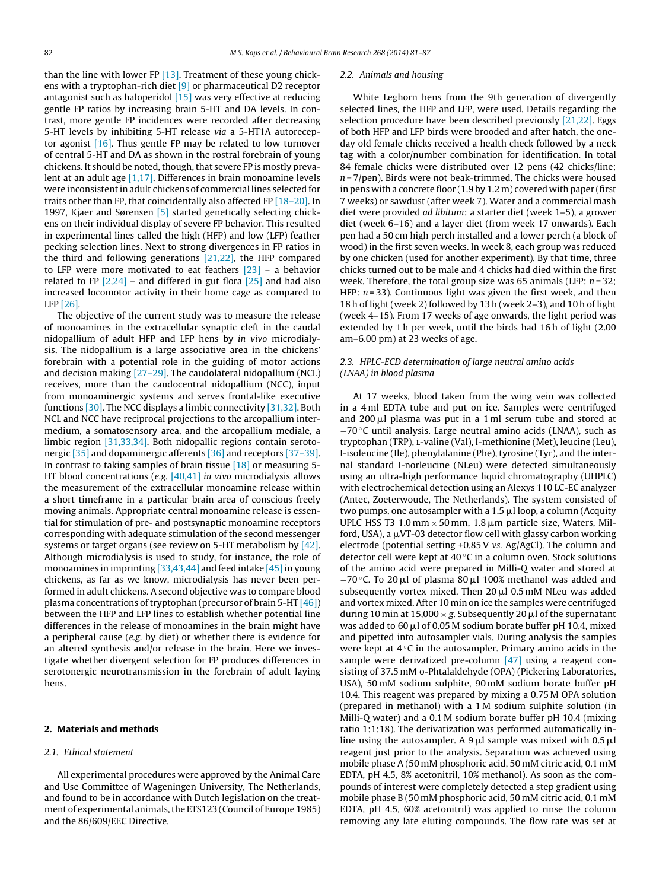than the line with lower FP [13]. Treatment of these young chickens with a tryptophan-rich diet [9] or pharmaceutical D2 receptor antagonist such as haloperidol [15] was very effective at reducing gentle FP ratios by increasing brain 5-HT and DA levels. In contrast, more gentle FP incidences were recorded after decreasing 5-HT levels by inhibiting 5-HT release *via* a 5-HT1A autoreceptor agonist [16]. Thus gentle FP may be related to low turnover of central 5-HT and DA as shown in the rostral forebrain of young chickens. It should be noted, though, that severe FP is mostly prevalent at an adult age [1,17]. Differences in brain monoamine levels were inconsistent in adult chickens of commercial lines selected for traits other than FP, that coincidentally also affected FP [18–20]. In 1997, Kjaer and Sørensen [5] started genetically selecting chickens on their individual display of severe FP behavior. This resulted in experimental lines called the high (HFP) and low (LFP) feather pecking selection lines. Next to strong divergences in FP ratios in the third and following generations [21,22], the HFP compared to LFP were more motivated to eat feathers [23] – a behavior related to FP [2,24] – and differed in gut flora [25] and had also increased locomotor activity in their home cage as compared to LFP [26].

The objective of the current study was to measure the release of monoamines in the extracellular synaptic cleft in the caudal nidopallium of adult HFP and LFP hens by *in vivo* microdialysis. The nidopallium is a large associative area in the chickens' forebrain with a potential role in the guiding of motor actions and decision making [27–29]. The caudolateral nidopallium (NCL) receives, more than the caudocentral nidopallium (NCC), input from monoaminergic systems and serves frontal-like executive functions [30]. The NCC displays a limbic connectivity [31,32]. Both NCL and NCC have reciprocal projections to the arcopallium intermedium, a somatosensory area, and the arcopallium mediale, a limbic region [31,33,34]. Both nidopallic regions contain serotonergic [35] and dopaminergic afferents [36] and receptors [37–39]. In contrast to taking samples of brain tissue [18] or measuring 5-HT blood concentrations (*e.g.* [40,41] *in vivo* microdialysis allows the measurement of the extracellular monoamine release within a short timeframe in a particular brain area of conscious freely moving animals. Appropriate central monoamine release is essential for stimulation of pre- and postsynaptic monoamine receptors corresponding with adequate stimulation of the second messenger systems or target organs (see review on 5-HT metabolism by [42]. Although microdialysis is used to study, for instance, the role of monoamines in imprinting [33,43,44] and feed intake [45] in young chickens, as far as we know, microdialysis has never been performed in adult chickens. A second objective was to compare blood plasma concentrations of tryptophan (precursor of brain 5-HT [46]) between the HFP and LFP lines to establish whether potential line differences in the release of monoamines in the brain might have a peripheral cause (*e.g.* by diet) or whether there is evidence for an altered synthesis and/or release in the brain. Here we investigate whether divergent selection for FP produces differences in serotonergic neurotransmission in the forebrain of adult laying hens.

## 2. Materials and methods

### 2.1. Ethical statement

All experimental procedures were approved by the Animal Care and Use Committee of Wageningen University, The Netherlands, and found to be in accordance with Dutch legislation on the treatment of experimental animals, the ETS123 (Council of Europe 1985) and the 86/609/EEC Directive.

### 2.2. Animals and housing

White Leghorn hens from the 9th generation of divergently selected lines, the HFP and LFP, were used. Details regarding the selection procedure have been described previously [21,22]. Eggs of both HFP and LFP birds were brooded and after hatch, the one-day old female chicks received a health check followed by a neck tag with a color/number combination for identification. In total 84 female chicks were distributed over 12 pens (42 chicks/line; $n = 7$/pen). Birds were not beak-trimmed. The chicks were housed in pens with a concrete floor (1.9 by 1.2 m) covered with paper (first 7 weeks) or sawdust (after week 7). Water and a commercial mash diet were provided *ad libitum*: a starter diet (week 1–5), a grower diet (week 6–16) and a layer diet (from week 17 onwards). Each pen had a 50 cm high perch installed and a lower perch (a block of wood) in the first seven weeks. In week 8, each group was reduced by one chicken (used for another experiment). By that time, three chicks turned out to be male and 4 chicks had died within the first week. Therefore, the total group size was 65 animals (LFP: $n = 32$; HFP: $n = 33$). Continuous light was given the first week, and then 18 h of light (week 2) followed by 13 h (week 2–3), and 10 h of light (week 4–15). From 17 weeks of age onwards, the light period was extended by 1 h per week, until the birds had 16 h of light (2.00 am–6.00 pm) at 23 weeks of age.

### 2.3. HPLC-ECD determination of large neutral amino acids (LNAA) in blood plasma

At 17 weeks, blood taken from the wing vein was collected in a 4 ml EDTA tube and put on ice. Samples were centrifuged and 200 µl plasma was put in a 1 ml serum tube and stored at −70 °C until analysis. Large neutral amino acids (LNAA), such as tryptophan (TRP), L-valine (Val), I-methionine (Met), leucine (Leu), I-isoleucine (Ile), phenylalanine (Phe), tyrosine (Tyr), and the internal standard I-norleucine (NLeu) were detected simultaneously using an ultra-high performance liquid chromatography (UHPLC) with electrochemical detection using an Alexys 110 LC-EC analyzer (Antec, Zoeterwoude, The Netherlands). The system consisted of two pumps, one autosampler with a 1.5 µl loop, a column (Acquity UPLC HSS T3 1.0 mm × 50 mm, 1.8 µm particle size, Waters, Milford, USA), a µVT-03 detector flow cell with glassy carbon working electrode (potential setting +0.85 V *vs.* Ag/AgCl). The column and detector cell were kept at 40 °C in a column oven. Stock solutions of the amino acid were prepared in Milli-Q water and stored at −70 °C. To 20 µl of plasma 80 µl 100% methanol was added and subsequently vortex mixed. Then 20 µl 0.5 mM NLeu was added and vortex mixed. After 10 min on ice the samples were centrifuged during 10 min at 15,000 × *g*. Subsequently 20 µl of the supernatant was added to 60 µl of 0.05 M sodium borate buffer pH 10.4, mixed and pipetted into autosampler vials. During analysis the samples were kept at 4 °C in the autosampler. Primary amino acids in the sample were derivatized pre-column [47] using a reagent consisting of 37.5 mM o-Phtalaldehyde (OPA) (Pickering Laboratories, USA), 50 mM sodium sulphite, 90 mM sodium borate buffer pH 10.4. This reagent was prepared by mixing a 0.75 M OPA solution (prepared in methanol) with a 1 M sodium sulphite solution (in Milli-Q water) and a 0.1 M sodium borate buffer pH 10.4 (mixing ratio 1:1:18). The derivatization was performed automatically in-line using the autosampler. A 9 µl sample was mixed with 0.5 µl reagent just prior to the analysis. Separation was achieved using mobile phase A (50 mM phosphoric acid, 50 mM citric acid, 0.1 mM EDTA, pH 4.5, 8% acetonitril, 10% methanol). As soon as the compounds of interest were completely detected a step gradient using mobile phase B (50 mM phosphoric acid, 50 mM citric acid, 0.1 mM EDTA, pH 4.5, 60% acetonitril) was applied to rinse the column removing any late eluting compounds. The flow rate was set at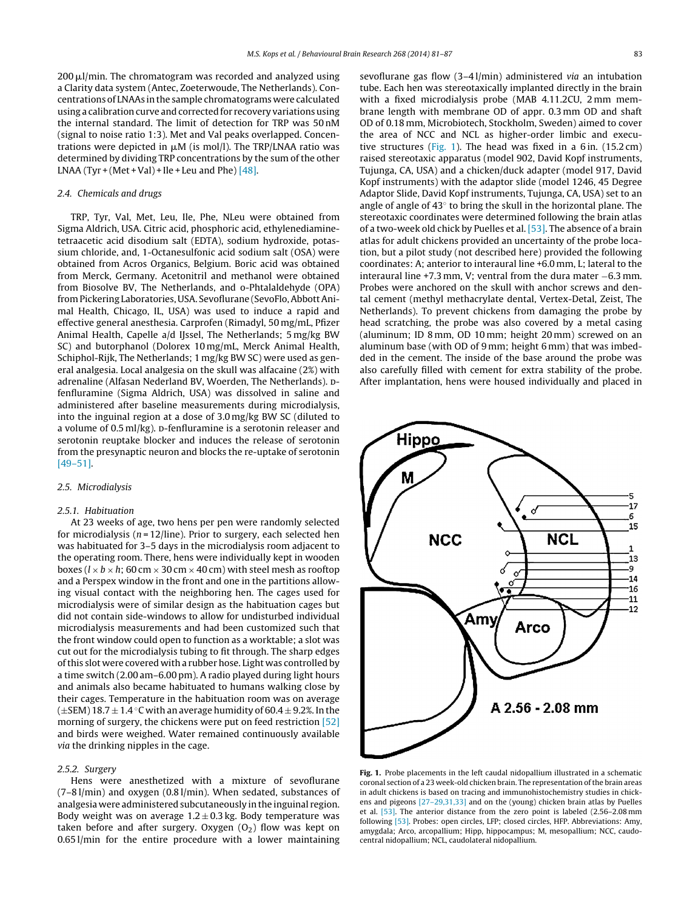200 μl/min. The chromatogram was recorded and analyzed using a Clarity data system (Antec, Zoeterwoude, The Netherlands). Concentrations of LNAAs in the sample chromatograms were calculated using a calibration curve and corrected for recovery variations using the internal standard. The limit of detection for TRP was 50 nM (signal to noise ratio 1:3). Met and Val peaks overlapped. Concentrations were depicted in μM (is mol/l). The TRP/LNAA ratio was determined by dividing TRP concentrations by the sum of the other LNAA (Tyr + (Met + Val) + Ile + Leu and Phe) [48].

### 2.4. Chemicals and drugs

TRP, Tyr, Val, Met, Leu, Ile, Phe, NLeu were obtained from Sigma Aldrich, USA. Citric acid, phosphoric acid, ethylenediaminetetraacetic acid disodium salt (EDTA), sodium hydroxide, potassium chloride, and, 1-Octanesulfonic acid sodium salt (OSA) were obtained from Acros Organics, Belgium. Boric acid was obtained from Merck, Germany. Acetonitril and methanol were obtained from Biosolve BV, The Netherlands, and o-Phtalaldehyde (OPA) from Pickering Laboratories, USA. Sevoflurane (SevoFlo, Abbott Animal Health, Chicago, IL, USA) was used to induce a rapid and effective general anesthesia. Carprofen (Rimadyl, 50 mg/mL, Pfizer Animal Health, Capelle a/d IJssel, The Netherlands; 5 mg/kg BW SC) and butorphanol (Dolorex 10 mg/mL, Merck Animal Health, Schiphol-Rijk, The Netherlands; 1 mg/kg BW SC) were used as general analgesia. Local analgesia on the skull was alfacaine (2%) with adrenaline (Alfasan Nederland BV, Woerden, The Netherlands). D-fenfluramine (Sigma Aldrich, USA) was dissolved in saline and administered after baseline measurements during microdialysis, into the inguinal region at a dose of 3.0 mg/kg BW SC (diluted to a volume of 0.5 ml/kg). D-fenfluramine is a serotonin releaser and serotonin reuptake blocker and induces the release of serotonin from the presynaptic neuron and blocks the re-uptake of serotonin [49–51].

### 2.5. Microdialysis

#### 2.5.1. Habituation

At 23 weeks of age, two hens per pen were randomly selected for microdialysis ($n = 12$/line). Prior to surgery, each selected hen was habituated for 3–5 days in the microdialysis room adjacent to the operating room. There, hens were individually kept in wooden boxes ($l \times b \times h$; 60 cm × 30 cm × 40 cm) with steel mesh as rooftop and a Perspex window in the front and one in the partitions allowing visual contact with the neighboring hen. The cages used for microdialysis were of similar design as the habituation cages but did not contain side-windows to allow for undisturbed individual microdialysis measurements and had been customized such that the front window could open to function as a worktable; a slot was cut out for the microdialysis tubing to fit through. The sharp edges of this slot were covered with a rubber hose. Light was controlled by a time switch (2.00 am–6.00 pm). A radio played during light hours and animals also became habituated to humans walking close by their cages. Temperature in the habituation room was on average (±SEM) 18.7 ± 1.4 °C with an average humidity of 60.4 ± 9.2%. In the morning of surgery, the chickens were put on feed restriction [52] and birds were weighed. Water remained continuously available *via* the drinking nipples in the cage.

#### 2.5.2. Surgery

Hens were anesthetized with a mixture of sevoflurane (7–8 l/min) and oxygen (0.8 l/min). When sedated, substances of analgesia were administered subcutaneously in the inguinal region. Body weight was on average 1.2 ± 0.3 kg. Body temperature was taken before and after surgery. Oxygen ($O_2$) flow was kept on 0.65 l/min for the entire procedure with a lower maintaining sevoflurane gas flow (3–4 l/min) administered *via* an intubation tube. Each hen was stereotaxically implanted directly in the brain with a fixed microdialysis probe (MAB 4.11.2CU, 2 mm membrane length with membrane OD of appr. 0.3 mm OD and shaft OD of 0.18 mm, Microbiotech, Stockholm, Sweden) aimed to cover the area of NCC and NCL as higher-order limbic and executive structures (Fig. 1). The head was fixed in a 6 in. (15.2 cm) raised stereotaxic apparatus (model 902, David Kopf instruments, Tujunga, CA, USA) and a chicken/duck adapter (model 917, David Kopf instruments) with the adaptor slide (model 1246, 45 Degree Adaptor Slide, David Kopf instruments, Tujunga, CA, USA) set to an angle of angle of 43° to bring the skull in the horizontal plane. The stereotaxic coordinates were determined following the brain atlas of a two-week old chick by Puelles et al. [53]. The absence of a brain atlas for adult chickens provided an uncertainty of the probe location, but a pilot study (not described here) provided the following coordinates: A; anterior to interaural line +6.0 mm, L; lateral to the interaural line +7.3 mm, V; ventral from the dura mater −6.3 mm. Probes were anchored on the skull with anchor screws and dental cement (methyl methacrylate dental, Vertex-Detal, Zeist, The Netherlands). To prevent chickens from damaging the probe by head scratching, the probe was also covered by a metal casing (aluminum; ID 8 mm, OD 10 mm; height 20 mm) screwed on an aluminum base (with OD of 9 mm; height 6 mm) that was imbedded in the cement. The inside of the base around the probe was also carefully filled with cement for extra stability of the probe. After implantation, hens were housed individually and placed in

**Fig. 1.** Probe placements in the left caudal nidopallium illustrated in a schematic coronal section of a 23 week-old chicken brain. The representation of the brain areas in adult chickens is based on tracing and immunohistochemistry studies in chickens and pigeons [27–29,31,33] and on the (young) chicken brain atlas by Puelles et al. [53]. The anterior distance from the zero point is labeled (2.56–2.08 mm following [53]. Probes: open circles, LFP; closed circles, HFP. Abbreviations: Amy, amygdala; Arco, arcopallium; Hipp, hippocampus; M, mesopallium; NCC, caudocentral nidopallium; NCL, caudolateral nidopallium.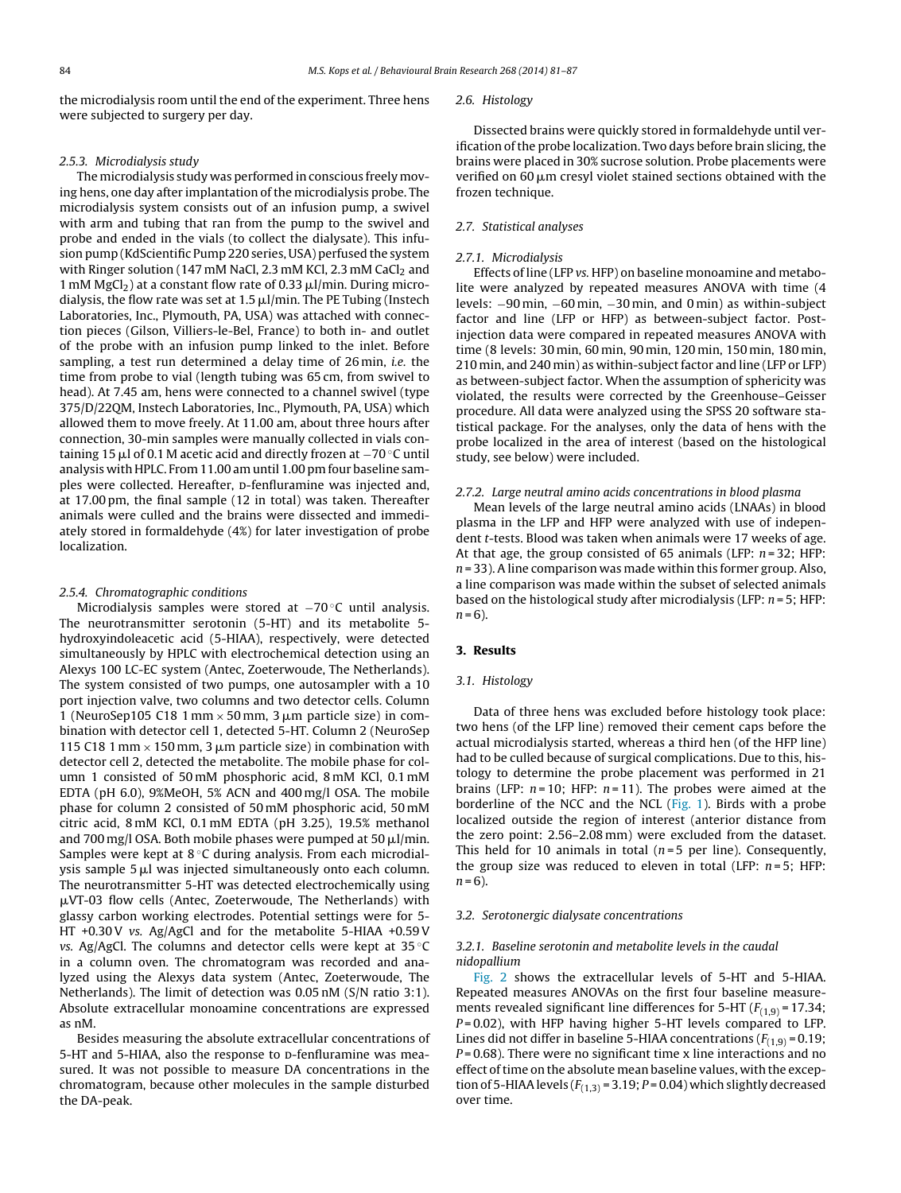the microdialysis room until the end of the experiment. Three hens were subjected to surgery per day.

#### 2.5.3. Microdialysis study

The microdialysis study was performed in conscious freely moving hens, one day after implantation of the microdialysis probe. The microdialysis system consists out of an infusion pump, a swivel with arm and tubing that ran from the pump to the swivel and probe and ended in the vials (to collect the dialysate). This infusion pump (KdScientific Pump 220 series, USA) perfused the system with Ringer solution (147 mM NaCl, 2.3 mM KCl, 2.3 mM $CaCl_2$ and 1 mM $MgCl_2$) at a constant flow rate of 0.33 μl/min. During microdialysis, the flow rate was set at 1.5 μl/min. The PE Tubing (Instech Laboratories, Inc., Plymouth, PA, USA) was attached with connection pieces (Gilson, Villiers-le-Bel, France) to both in- and outlet of the probe with an infusion pump linked to the inlet. Before sampling, a test run determined a delay time of 26 min, *i.e.* the time from probe to vial (length tubing was 65 cm, from swivel to head). At 7.45 am, hens were connected to a channel swivel (type 375/D/22QM, Instech Laboratories, Inc., Plymouth, PA, USA) which allowed them to move freely. At 11.00 am, about three hours after connection, 30-min samples were manually collected in vials containing 15 μl of 0.1 M acetic acid and directly frozen at −70 °C until analysis with HPLC. From 11.00 am until 1.00 pm four baseline samples were collected. Hereafter, D-fenfluramine was injected and, at 17.00 pm, the final sample (12 in total) was taken. Thereafter animals were culled and the brains were dissected and immediately stored in formaldehyde (4%) for later investigation of probe localization.

#### 2.5.4. Chromatographic conditions

Microdialysis samples were stored at −70 °C until analysis. The neurotransmitter serotonin (5-HT) and its metabolite 5-hydroxyindoleacetic acid (5-HIAA), respectively, were detected simultaneously by HPLC with electrochemical detection using an Alexys 100 LC-EC system (Antec, Zoeterwoude, The Netherlands). The system consisted of two pumps, one autosampler with a 10 port injection valve, two columns and two detector cells. Column 1 (NeuroSep105 C18 1 mm × 50 mm, 3 μm particle size) in combination with detector cell 1, detected 5-HT. Column 2 (NeuroSep 115 C18 1 mm × 150 mm, 3 μm particle size) in combination with detector cell 2, detected the metabolite. The mobile phase for column 1 consisted of 50 mM phosphoric acid, 8 mM KCl, 0.1 mM EDTA (pH 6.0), 9%MeOH, 5% ACN and 400 mg/l OSA. The mobile phase for column 2 consisted of 50 mM phosphoric acid, 50 mM citric acid, 8 mM KCl, 0.1 mM EDTA (pH 3.25), 19.5% methanol and 700 mg/l OSA. Both mobile phases were pumped at 50 μl/min. Samples were kept at 8 °C during analysis. From each microdialysis sample 5 μl was injected simultaneously onto each column. The neurotransmitter 5-HT was detected electrochemically using μVT-03 flow cells (Antec, Zoeterwoude, The Netherlands) with glassy carbon working electrodes. Potential settings were for 5-HT +0.30 V *vs.* Ag/AgCl and for the metabolite 5-HIAA +0.59 V *vs.* Ag/AgCl. The columns and detector cells were kept at 35 °C in a column oven. The chromatogram was recorded and analyzed using the Alexys data system (Antec, Zoeterwoude, The Netherlands). The limit of detection was 0.05 nM (S/N ratio 3:1). Absolute extracellular monoamine concentrations are expressed as nM.

Besides measuring the absolute extracellular concentrations of 5-HT and 5-HIAA, also the response to D-fenfluramine was measured. It was not possible to measure DA concentrations in the chromatogram, because other molecules in the sample disturbed the DA-peak.

### 2.6. Histology

Dissected brains were quickly stored in formaldehyde until verification of the probe localization. Two days before brain slicing, the brains were placed in 30% sucrose solution. Probe placements were verified on 60 μm cresyl violet stained sections obtained with the frozen technique.

### 2.7. Statistical analyses

#### 2.7.1. Microdialysis

Effects of line (LFP *vs.* HFP) on baseline monoamine and metabolite were analyzed by repeated measures ANOVA with time (4 levels: −90 min, −60 min, −30 min, and 0 min) as within-subject factor and line (LFP or HFP) as between-subject factor. Post-injection data were compared in repeated measures ANOVA with time (8 levels: 30 min, 60 min, 90 min, 120 min, 150 min, 180 min, 210 min, and 240 min) as within-subject factor and line (LFP or LFP) as between-subject factor. When the assumption of sphericity was violated, the results were corrected by the Greenhouse–Geisser procedure. All data were analyzed using the SPSS 20 software statistical package. For the analyses, only the data of hens with the probe localized in the area of interest (based on the histological study, see below) were included.

#### 2.7.2. Large neutral amino acids concentrations in blood plasma

Mean levels of the large neutral amino acids (LNAAs) in blood plasma in the LFP and HFP were analyzed with use of independent *t*-tests. Blood was taken when animals were 17 weeks of age. At that age, the group consisted of 65 animals (LFP: $n$ = 32; HFP: $n$ = 33). A line comparison was made within this former group. Also, a line comparison was made within the subset of selected animals based on the histological study after microdialysis (LFP: $n$ = 5; HFP: $n$ = 6).

## 3. Results

### 3.1. Histology

Data of three hens was excluded before histology took place: two hens (of the LFP line) removed their cement caps before the actual microdialysis started, whereas a third hen (of the HFP line) had to be culled because of surgical complications. Due to this, histology to determine the probe placement was performed in 21 brains (LFP: $n$ = 10; HFP: $n$ = 11). The probes were aimed at the borderline of the NCC and the NCL (Fig. 1). Birds with a probe localized outside the region of interest (anterior distance from the zero point: 2.56–2.08 mm) were excluded from the dataset. This held for 10 animals in total ($n$ = 5 per line). Consequently, the group size was reduced to eleven in total (LFP: $n$ = 5; HFP: $n$ = 6).

### 3.2. Serotonergic dialysate concentrations

#### 3.2.1. Baseline serotonin and metabolite levels in the caudal nidopallium

Fig. 2 shows the extracellular levels of 5-HT and 5-HIAA. Repeated measures ANOVAs on the first four baseline measurements revealed significant line differences for 5-HT ($F_{(1,9)}$ = 17.34; $P$ = 0.02), with HFP having higher 5-HT levels compared to LFP. Lines did not differ in baseline 5-HIAA concentrations ($F_{(1,9)}$ = 0.19; $P$ = 0.68). There were no significant time x line interactions and no effect of time on the absolute mean baseline values, with the exception of 5-HIAA levels ($F_{(1,3)}$ = 3.19; $P$ = 0.04) which slightly decreased over time.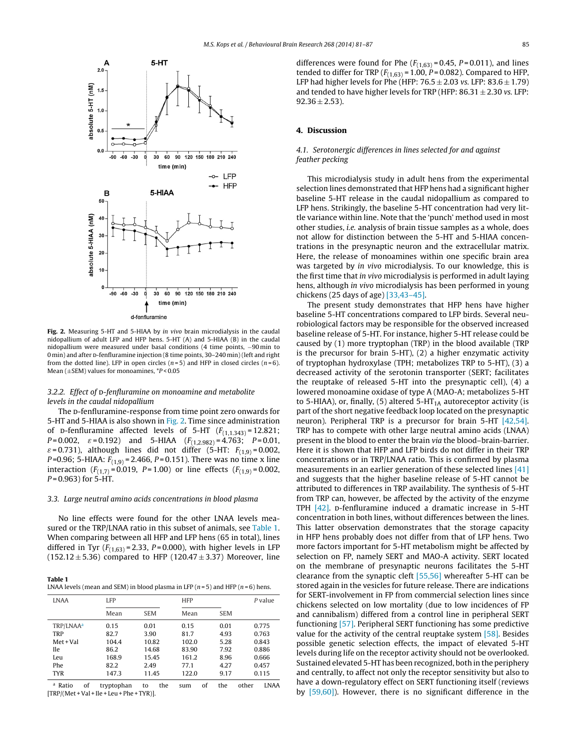Fig. 2. Measuring 5-HT and 5-HIAA by *in vivo* brain microdialysis in the caudal nidopallium of adult LFP and HFP hens. 5-HT (A) and 5-HIAA (B) in the caudal nidopallium were measured under basal conditions (4 time points, −90 min to 0 min) and after D-fenfluramine injection (8 time points, 30–240 min) (left and right from the dotted line). LFP in open circles ($n$ = 5) and HFP in closed circles ($n$ = 6). Mean (±SEM) values for monoamines, *$P$ < 0.05

#### 3.2.2. Effect of D-fenfluramine on monoamine and metabolite levels in the caudal nidopallium

The D-fenfluramine-response from time point zero onwards for 5-HT and 5-HIAA is also shown in Fig. 2. Time since administration of D-fenfluramine affected levels of 5-HT ($F_{(1,1.343)}$ = 12.821; $P$ = 0.002, $\varepsilon$ = 0.192) and 5-HIAA ($F_{(1,2.982)}$ = 4.763; $P$ = 0.01, $\varepsilon$ = 0.731), although lines did not differ (5-HT: $F_{(1,9)}$ = 0.002, $P$ = 0.96; 5-HIAA: $F_{(1,9)}$ = 2.466, $P$ = 0.151). There was no time x line interaction ($F_{(1,7)}$ = 0.019, $P$ = 1.00) or line effects ($F_{(1,9)}$ = 0.002, $P$ = 0.963) for 5-HT.

### 3.3. Large neutral amino acids concentrations in blood plasma

No line effects were found for the other LNAA levels measured or the TRP/LNAA ratio in this subset of animals, see Table 1. When comparing between all HFP and LFP hens (65 in total), lines differed in Tyr ($F_{(1,63)}$ = 2.33, $P$ = 0.000), with higher levels in LFP (152.12 ± 5.36) compared to HFP (120.47 ± 3.37) Moreover, line differences were found for Phe ($F_{(1,63)}$ = 0.45, $P$ = 0.011), and lines tended to differ for TRP ($F_{(1,63)}$ = 1.00, $P$ = 0.082). Compared to HFP, LFP had higher levels for Phe (HFP: 76.5 ± 2.03 *vs.* LFP: 83.6 ± 1.79) and tended to have higher levels for TRP (HFP: 86.31 ± 2.30 *vs.* LFP: 92.36 ± 2.53).

**Table 1**
LNAA levels (mean and SEM) in blood plasma in LFP ($n$ = 5) and HFP ($n$ = 6) hens.

| LNAA | LFP | | HFP | | *P* value |
|---|---|---|---|---|---|
| | Mean | SEM | Mean | SEM | |
| TRP/LNAA[a] | 0.15 | 0.01 | 0.15 | 0.01 | 0.775 |
| TRP | 82.7 | 3.90 | 81.7 | 4.93 | 0.763 |
| Met + Val | 104.4 | 10.82 | 102.0 | 5.28 | 0.843 |
| Ile | 86.2 | 14.68 | 83.90 | 7.92 | 0.886 |
| Leu | 168.9 | 15.45 | 161.2 | 8.96 | 0.666 |
| Phe | 82.2 | 2.49 | 77.1 | 4.27 | 0.457 |
| TYR | 147.3 | 11.45 | 122.0 | 9.17 | 0.115 |

[a] Ratio of tryptophan to the sum of the other LNAA [TRP/(Met + Val + Ile + Leu + Phe + TYR)].

## 4. Discussion

### 4.1. Serotonergic differences in lines selected for and against feather pecking

This microdialysis study in adult hens from the experimental selection lines demonstrated that HFP hens had a significant higher baseline 5-HT release in the caudal nidopallium as compared to LFP hens. Strikingly, the baseline 5-HT concentration had very little variance within line. Note that the 'punch' method used in most other studies, *i.e.* analysis of brain tissue samples as a whole, does not allow for distinction between the 5-HT and 5-HIAA concentrations in the presynaptic neuron and the extracellular matrix. Here, the release of monoamines within one specific brain area was targeted by *in vivo* microdialysis. To our knowledge, this is the first time that *in vivo* microdialysis is performed in adult laying hens, although *in vivo* microdialysis has been performed in young chickens (25 days of age) [33,43–45].

The present study demonstrates that HFP hens have higher baseline 5-HT concentrations compared to LFP birds. Several neurobiological factors may be responsible for the observed increased baseline release of 5-HT. For instance, higher 5-HT release could be caused by (1) more tryptophan (TRP) in the blood available (TRP is the precursor for brain 5-HT), (2) a higher enzymatic activity of tryptophan hydroxylase (TPH; metabolizes TRP to 5-HT), (3) a decreased activity of the serotonin transporter (SERT; facilitates the reuptake of released 5-HT into the presynaptic cell), (4) a lowered monoamine oxidase of type A (MAO-A; metabolizes 5-HT to 5-HIAA), or, finally, (5) altered $5\text{-HT}_{1A}$ autoreceptor activity (is part of the short negative feedback loop located on the presynaptic neuron). Peripheral TRP is a precursor for brain 5-HT [42,54]. TRP has to compete with other large neutral amino acids (LNAA) present in the blood to enter the brain *via* the blood–brain-barrier. Here it is shown that HFP and LFP birds do not differ in their TRP concentrations or in TRP/LNAA ratio. This is confirmed by plasma measurements in an earlier generation of these selected lines [41] and suggests that the higher baseline release of 5-HT cannot be attributed to differences in TRP availability. The synthesis of 5-HT from TRP can, however, be affected by the activity of the enzyme TPH [42]. D-fenfluramine induced a dramatic increase in 5-HT concentration in both lines, without differences between the lines. This latter observation demonstrates that the storage capacity in HFP hens probably does not differ from that of LFP hens. Two more factors important for 5-HT metabolism might be affected by selection on FP, namely SERT and MAO-A activity. SERT located on the membrane of presynaptic neurons facilitates the 5-HT clearance from the synaptic cleft [55,56] whereafter 5-HT can be stored again in the vesicles for future release. There are indications for SERT-involvement in FP from commercial selection lines since chickens selected on low mortality (due to low incidences of FP and cannibalism) differed from a control line in peripheral SERT functioning [57]. Peripheral SERT functioning has some predictive value for the activity of the central reuptake system [58]. Besides possible genetic selection effects, the impact of elevated 5-HT levels during life on the receptor activity should not be overlooked. Sustained elevated 5-HT has been recognized, both in the periphery and centrally, to affect not only the receptor sensitivity but also to have a down-regulatory effect on SERT functioning itself (reviews by [59,60]). However, there is no significant difference in the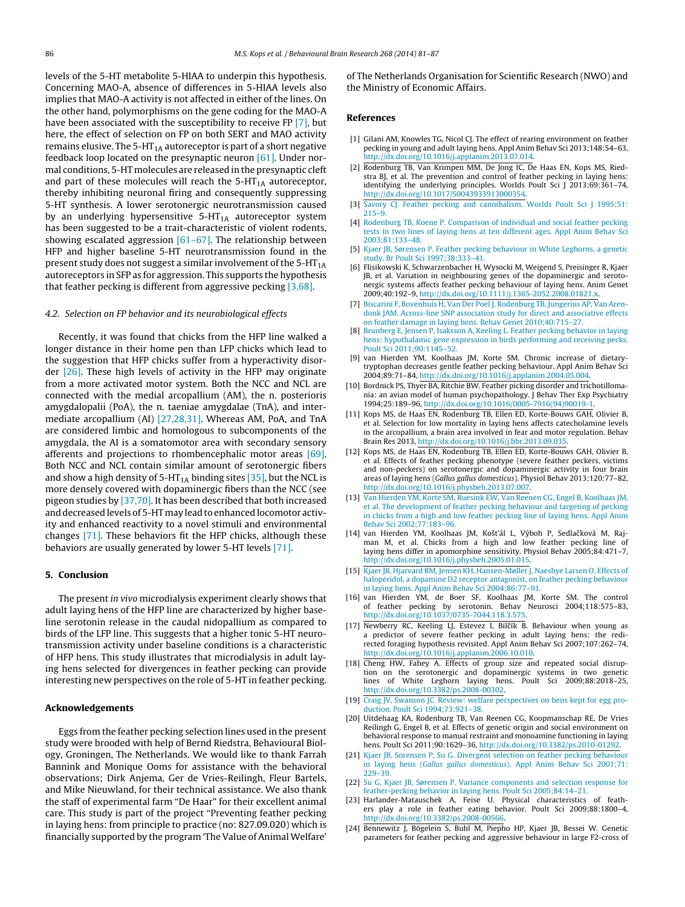levels of the 5-HT metabolite 5-HIAA to underpin this hypothesis. Concerning MAO-A, absence of differences in 5-HIAA levels also implies that MAO-A activity is not affected in either of the lines. On the other hand, polymorphisms on the gene coding for the MAO-A have been associated with the susceptibility to receive FP [7], but here, the effect of selection on FP on both SERT and MAO activity remains elusive. The 5-$HT_{1A}$ autoreceptor is part of a short negative feedback loop located on the presynaptic neuron [61]. Under normal conditions, 5-HT molecules are released in the presynaptic cleft and part of these molecules will reach the 5-$HT_{1A}$ autoreceptor, thereby inhibiting neuronal firing and consequently suppressing 5-HT synthesis. A lower serotonergic neurotransmission caused by an underlying hypersensitive 5-$HT_{1A}$ autoreceptor system has been suggested to be a trait-characteristic of violent rodents, showing escalated aggression [61–67]. The relationship between HFP and higher baseline 5-HT neurotransmission found in the present study does not suggest a similar involvement of the 5-$HT_{1A}$ autoreceptors in SFP as for aggression. This supports the hypothesis that feather pecking is different from aggressive pecking [3,68].

### 4.2. Selection on FP behavior and its neurobiological effects

Recently, it was found that chicks from the HFP line walked a longer distance in their home pen than LFP chicks which lead to the suggestion that HFP chicks suffer from a hyperactivity disorder [26]. These high levels of activity in the HFP may originate from a more activated motor system. Both the NCC and NCL are connected with the medial arcopallium (AM), the n. posterioris amygdalopalii (PoA), the n. taeniae amygdalae (TnA), and intermediate arcopallium (AI) [27,28,31]. Whereas AM, PoA, and TnA are considered limbic and homologous to subcomponents of the amygdala, the AI is a somatomotor area with secondary sensory afferents and projections to rhombencephalic motor areas [69]. Both NCC and NCL contain similar amount of serotonergic fibers and show a high density of 5-$HT_{1A}$ binding sites [35], but the NCL is more densely covered with dopaminergic fibers than the NCC (see pigeon studies by [37,70]. It has been described that both increased and decreased levels of 5-HT may lead to enhanced locomotor activity and enhanced reactivity to a novel stimuli and environmental changes [71]. These behaviors fit the HFP chicks, although these behaviors are usually generated by lower 5-HT levels [71].

## 5. Conclusion

The present *in vivo* microdialysis experiment clearly shows that adult laying hens of the HFP line are characterized by higher baseline serotonin release in the caudal nidopallium as compared to birds of the LFP line. This suggests that a higher tonic 5-HT neurotransmission activity under baseline conditions is a characteristic of HFP hens. This study illustrates that microdialysis in adult laying hens selected for divergences in feather pecking can provide interesting new perspectives on the role of 5-HT in feather pecking.

## Acknowledgements

Eggs from the feather pecking selection lines used in the present study were brooded with help of Bernd Riedstra, Behavioural Biology, Groningen, The Netherlands. We would like to thank Farrah Bannink and Monique Ooms for assistance with the behavioral observations; Dirk Anjema, Ger de Vries-Reilingh, Fleur Bartels, and Mike Nieuwland, for their technical assistance. We also thank the staff of experimental farm "De Haar" for their excellent animal care. This study is part of the project "Preventing feather pecking in laying hens: from principle to practice (no: 827.09.020) which is financially supported by the program 'The Value of Animal Welfare' of The Netherlands Organisation for Scientific Research (NWO) and the Ministry of Economic Affairs.

## References

[1] Gilani AM, Knowles TG, Nicol CJ. The effect of rearing environment on feather pecking in young and adult laying hens. Appl Anim Behav Sci 2013;148:54–63, http://dx.doi.org/10.1016/j.applanim.2013.07.014.

[2] Rodenburg TB, Van Krimpen MM, De Jong IC, De Haas EN, Kops MS, Riedstra BJ, et al. The prevention and control of feather pecking in laying hens: identifying the underlying principles. Worlds Poult Sci J 2013;69:361–74, http://dx.doi.org/10.1017/S0043933913000354.

[3] Savory CJ. Feather pecking and cannibalism. Worlds Poult Sci J 1995;51:215–9.

[4] Rodenburg TB, Koene P. Comparison of individual and social feather pecking tests in two lines of laying hens at ten different ages. Appl Anim Behav Sci 2003;81:133–48.

[5] Kjaer JB, Sørensen P. Feather pecking behaviour in White Leghorns, a genetic study. Br Poult Sci 1997;38:333–41.

[6] Flisikowski K, Schwarzenbacher H, Wysocki M, Weigend S, Preisinger R, Kjaer JB, et al. Variation in neighbouring genes of the dopaminergic and serotonergic systems affects feather pecking behaviour of laying hens. Anim Genet 2009;40:192–9, http://dx.doi.org/10.1111/j.1365-2052.2008.01821.x.

[7] Biscarini F, Bovenhuis H, Van Der Poel J, Rodenburg TB, Jungerius AP, Van Arendonk JAM. Across-line SNP association study for direct and associative effects on feather damage in laying hens. Behav Genet 2010;40:715–27.

[8] Brunberg E, Jensen P, Isaksson A, Keeling L. Feather pecking behavior in laying hens: hypothalamic gene expression in birds performing and receiving pecks. Poult Sci 2011;90:1145–52.

[9] van Hierden YM, Koolhaas JM, Korte SM. Chronic increase of dietary-tryptophan decreases gentle feather pecking behaviour. Appl Anim Behav Sci 2004;89:71–84, http://dx.doi.org/10.1016/j.applanim.2004.05.004.

[10] Bordnick PS, Thyer BA, Ritchie BW. Feather picking disorder and trichotillomania: an avian model of human psychopathology. J Behav Ther Exp Psychiatry 1994;25:189–96, http://dx.doi.org/10.1016/0005-7916(94)90019-1.

[11] Kops MS, de Haas EN, Rodenburg TB, Ellen ED, Korte-Bouws GAH, Olivier B, et al. Selection for low mortality in laying hens affects catecholamine levels in the arcopallium, a brain area involved in fear and motor regulation. Behav Brain Res 2013, http://dx.doi.org/10.1016/j.bbr.2013.09.035.

[12] Kops MS, de Haas EN, Rodenburg TB, Ellen ED, Korte-Bouws GAH, Olivier B, et al. Effects of feather pecking phenotype (severe feather peckers, victims and non-peckers) on serotonergic and dopaminergic activity in four brain areas of laying hens (*Gallus gallus domesticus*). Physiol Behav 2013;120:77–82, http://dx.doi.org/10.1016/j.physbeh.2013.07.007.

[13] Van Hierden YM, Korte SM, Ruesink EW, Van Reenen CG, Engel B, Koolhaas JM, et al. The development of feather pecking behaviour and targeting of pecking in chicks from a high and low feather pecking line of laying hens. Appl Anim Behav Sci 2002;77:183–96.

[14] van Hierden YM, Koolhaas JM, Košťál L, Výboh P, Sedlačková M, Rajman M, et al. Chicks from a high and low feather pecking line of laying hens differ in apomorphine sensitivity. Physiol Behav 2005;84:471–7, http://dx.doi.org/10.1016/j.physbeh.2005.01.015.

[15] Kjaer JB, Hjarvard BM, Jensen KH, Hansen-Møller J, Naesbye Larsen O. Effects of haloperidol, a dopamine D2 receptor antagonist, on feather pecking behaviour in laying hens. Appl Anim Behav Sci 2004;86:77–91.

[16] van Hierden YM, de Boer SF, Koolhaas JM, Korte SM. The control of feather pecking by serotonin. Behav Neurosci 2004;118:575–83, http://dx.doi.org/10.1037/0735-7044.118.3.575.

[17] Newberry RC, Keeling LJ, Estevez I, Bilčík B. Behaviour when young as a predictor of severe feather pecking in adult laying hens: the redirected foraging hypothesis revisited. Appl Anim Behav Sci 2007;107:262–74, http://dx.doi.org/10.1016/j.applanim.2006.10.010.

[18] Cheng HW, Fahey A. Effects of group size and repeated social disruption on the serotonergic and dopaminergic systems in two genetic lines of White Leghorn laying hens. Poult Sci 2009;88:2018–25, http://dx.doi.org/10.3382/ps.2008-00302.

[19] Craig JV, Swanson JC. Review: welfare perspectives on hens kept for egg production. Poult Sci 1994;73:921–38.

[20] Uitdehaag KA, Rodenburg TB, Van Reenen CG, Koopmanschap RE, De Vries Reilingh G, Engel B, et al. Effects of genetic origin and social environment on behavioral response to manual restraint and monoamine functioning in laying hens. Poult Sci 2011;90:1629–36, http://dx.doi.org/10.3382/ps.2010-01292.

[21] Kjaer JB, Sorensen P, Su G. Divergent selection on feather pecking behaviour in laying hens (*Gallus gallus domesticus*). Appl Anim Behav Sci 2001;71:229–39.

[22] Su G, Kjaer JB, Sørensen P. Variance components and selection response for feather-pecking behavior in laying hens. Poult Sci 2005;84:14–21.

[23] Harlander-Matauschek A, Feise U. Physical characteristics of feathers play a role in feather eating behavior. Poult Sci 2009;88:1800–4, http://dx.doi.org/10.3382/ps.2008-00566.

[24] Bennewitz J, Bögelein S, Buhl M, Piepho HP, Kjaer JB, Bessei W. Genetic parameters for feather pecking and aggressive behaviour in large F2-cross of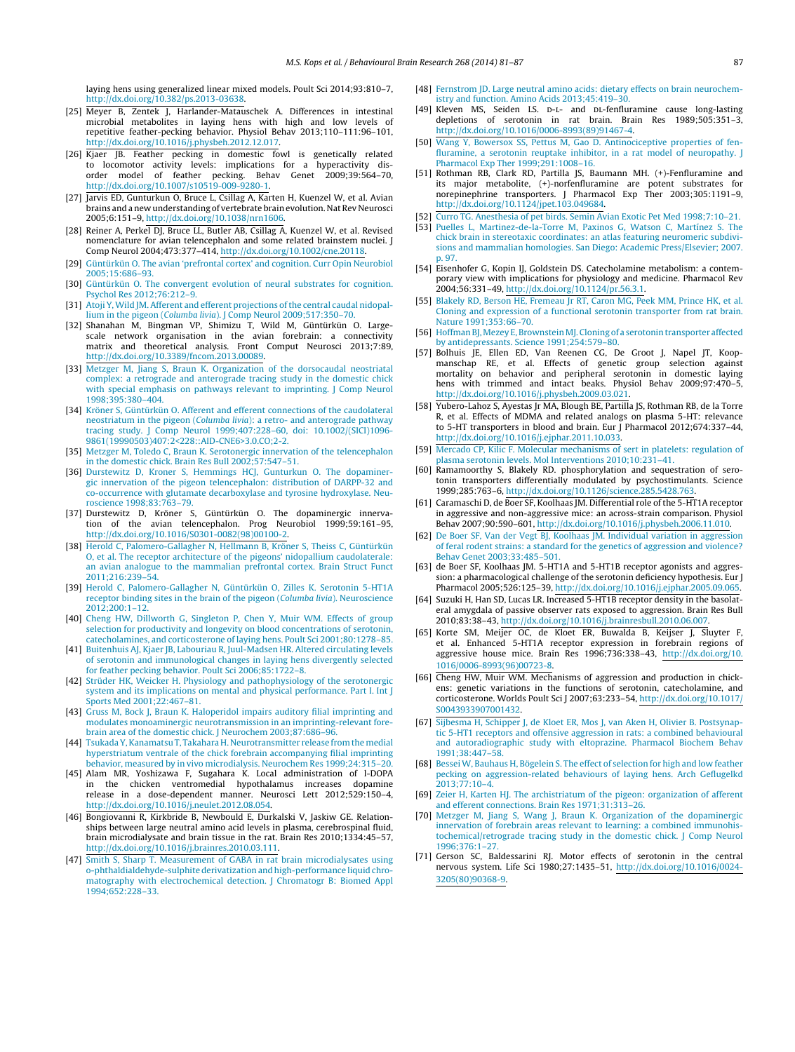laying hens using generalized linear mixed models. Poult Sci 2014;93:810–7, http://dx.doi.org/10.382/ps.2013-03638.

[25] Meyer B, Zentek J, Harlander-Matauschek A. Differences in intestinal microbial metabolites in laying hens with high and low levels of repetitive feather-pecking behavior. Physiol Behav 2013;110–111:96–101, http://dx.doi.org/10.1016/j.physbeh.2012.12.017.

[26] Kjaer JB. Feather pecking in domestic fowl is genetically related to locomotor activity levels: implications for a hyperactivity disorder model of feather pecking. Behav Genet 2009;39:564–70, http://dx.doi.org/10.1007/s10519-009-9280-1.

[27] Jarvis ED, Gunturkun O, Bruce L, Csillag A, Karten H, Kuenzel W, et al. Avian brains and a new understanding of vertebrate brain evolution. Nat Rev Neurosci 2005;6:151–9, http://dx.doi.org/10.1038/nrn1606.

[28] Reiner A, Perkel DJ, Bruce LL, Butler AB, Csillag A, Kuenzel W, et al. Revised nomenclature for avian telencephalon and some related brainstem nuclei. J Comp Neurol 2004;473:377–414, http://dx.doi.org/10.1002/cne.20118.

[29] Güntürkün O. The avian 'prefrontal cortex' and cognition. Curr Opin Neurobiol 2005;15:686–93.

[30] Güntürkün O. The convergent evolution of neural substrates for cognition. Psychol Res 2012;76:212–9.

[31] Atoji Y, Wild JM. Afferent and efferent projections of the central caudal nidopallium in the pigeon (*Columba livia*). J Comp Neurol 2009;517:350–70.

[32] Shanahan M, Bingman VP, Shimizu T, Wild M, Güntürkün O. Large-scale network organisation in the avian forebrain: a connectivity matrix and theoretical analysis. Front Comput Neurosci 2013;7:89, http://dx.doi.org/10.3389/fncom.2013.00089.

[33] Metzger M, Jiang S, Braun K. Organization of the dorsocaudal neostriatal complex: a retrograde and anterograde tracing study in the domestic chick with special emphasis on pathways relevant to imprinting. J Comp Neurol 1998;395:380–404.

[34] Kröner S, Güntürkün O. Afferent and efferent connections of the caudolateral neostriatum in the pigeon (*Columba livia*): a retro- and anterograde pathway tracing study. J Comp Neurol 1999;407:228–60, doi: 10.1002/(SICI)1096-9861(19990503)407:2<228::AID-CNE6>3.0.CO;2-2.

[35] Metzger M, Toledo C, Braun K. Serotonergic innervation of the telencephalon in the domestic chick. Brain Res Bull 2002;57:547–51.

[36] Durstewitz D, Kroner S, Hemmings HCJ, Gunturkun O. The dopaminergic innervation of the pigeon telencephalon: distribution of DARPP-32 and co-occurrence with glutamate decarboxylase and tyrosine hydroxylase. Neuroscience 1998;83:763–79.

[37] Durstewitz D, Kröner S, Güntürkün O. The dopaminergic innervation of the avian telencephalon. Prog Neurobiol 1999;59:161–95, http://dx.doi.org/10.1016/S0301-0082(98)00100-2.

[38] Herold C, Palomero-Gallagher N, Hellmann B, Kröner S, Theiss C, Güntürkün O, et al. The receptor architecture of the pigeons' nidopallium caudolaterale: an avian analogue to the mammalian prefrontal cortex. Brain Struct Funct 2011;216:239–54.

[39] Herold C, Palomero-Gallagher N, Güntürkün O, Zilles K. Serotonin 5-HT1A receptor binding sites in the brain of the pigeon (*Columba livia*). Neuroscience 2012;200:1–12.

[40] Cheng HW, Dillworth G, Singleton P, Chen Y, Muir WM. Effects of group selection for productivity and longevity on blood concentrations of serotonin, catecholamines, and corticosterone of laying hens. Poult Sci 2001;80:1278–85.

[41] Buitenhuis AJ, Kjaer JB, Labouriau R, Juul-Madsen HR. Altered circulating levels of serotonin and immunological changes in laying hens divergently selected for feather pecking behavior. Poult Sci 2006;85:1722–8.

[42] Strüder HK, Weicker H. Physiology and pathophysiology of the serotonergic system and its implications on mental and physical performance. Part I. Int J Sports Med 2001;22:467–81.

[43] Gruss M, Bock J, Braun K. Haloperidol impairs auditory filial imprinting and modulates monoaminergic neurotransmission in an imprinting-relevant forebrain area of the domestic chick. J Neurochem 2003;87:686–96.

[44] Tsukada Y, Kanamatsu T, Takahara H. Neurotransmitter release from the medial hyperstriatum ventrale of the chick forebrain accompanying filial imprinting behavior, measured by in vivo microdialysis. Neurochem Res 1999;24:315–20.

[45] Alam MR, Yoshizawa F, Sugahara K. Local administration of l-DOPA in the chicken ventromedial hypothalamus increases dopamine release in a dose-dependent manner. Neurosci Lett 2012;529:150–4, http://dx.doi.org/10.1016/j.neulet.2012.08.054.

[46] Bongiovanni R, Kirkbride B, Newbould E, Durkalski V, Jaskiw GE. Relationships between large neutral amino acid levels in plasma, cerebrospinal fluid, brain microdialysate and brain tissue in the rat. Brain Res 2010;1334:45–57, http://dx.doi.org/10.1016/j.brainres.2010.03.111.

[47] Smith S, Sharp T. Measurement of GABA in rat brain microdialysates using o-phthaldialdehyde-sulphite derivatization and high-performance liquid chromatography with electrochemical detection. J Chromatogr B: Biomed Appl 1994;652:228–33.

[48] Fernstrom JD. Large neutral amino acids: dietary effects on brain neurochemistry and function. Amino Acids 2013;45:419–30.

[49] Kleven MS, Seiden LS. D-L- and DL-fenfluramine cause long-lasting depletions of serotonin in rat brain. Brain Res 1989;505:351–3, http://dx.doi.org/10.1016/0006-8993(89)91467-4.

[50] Wang Y, Bowersox SS, Pettus M, Gao D. Antinociceptive properties of fenfluramine, a serotonin reuptake inhibitor, in a rat model of neuropathy. J Pharmacol Exp Ther 1999;291:1008–16.

[51] Rothman RB, Clark RD, Partilla JS, Baumann MH. (+)-Fenfluramine and its major metabolite, (+)-norfenfluramine are potent substrates for norepinephrine transporters. J Pharmacol Exp Ther 2003;305:1191–9, http://dx.doi.org/10.1124/jpet.103.049684.

[52] Curro TG. Anesthesia of pet birds. Semin Avian Exotic Pet Med 1998;7:10–21.

[53] Puelles L, Martinez-de-la-Torre M, Paxinos G, Watson C, Martínez S. The chick brain in stereotaxic coordinates: an atlas featuring neuromeric subdivisions and mammalian homologies. San Diego: Academic Press/Elsevier; 2007. p. 97.

[54] Eisenhofer G, Kopin IJ, Goldstein DS. Catecholamine metabolism: a contemporary view with implications for physiology and medicine. Pharmacol Rev 2004;56:331–49, http://dx.doi.org/10.1124/pr.56.3.1.

[55] Blakely RD, Berson HE, Fremeau Jr RT, Caron MG, Peek MM, Prince HK, et al. Cloning and expression of a functional serotonin transporter from rat brain. Nature 1991;353:66–70.

[56] Hoffman BJ, Mezey E, Brownstein MJ. Cloning of a serotonin transporter affected by antidepressants. Science 1991;254:579–80.

[57] Bolhuis JE, Ellen ED, Van Reenen CG, De Groot J, Napel JT, Koopmanschap RE, et al. Effects of genetic group selection against mortality on behavior and peripheral serotonin in domestic laying hens with trimmed and intact beaks. Physiol Behav 2009;97:470–5, http://dx.doi.org/10.1016/j.physbeh.2009.03.021.

[58] Yubero-Lahoz S, Ayestas Jr MA, Blough BE, Partilla JS, Rothman RB, de la Torre R, et al. Effects of MDMA and related analogs on plasma 5-HT: relevance to 5-HT transporters in blood and brain. Eur J Pharmacol 2012;674:337–44, http://dx.doi.org/10.1016/j.ejphar.2011.10.033.

[59] Mercado CP, Kilic F. Molecular mechanisms of sert in platelets: regulation of plasma serotonin levels. Mol Interventions 2010;10:231–41.

[60] Ramamoorthy S, Blakely RD. phosphorylation and sequestration of serotonin transporters differentially modulated by psychostimulants. Science 1999;285:763–6, http://dx.doi.org/10.1126/science.285.5428.763.

[61] Caramaschi D, de Boer SF, Koolhaas JM. Differential role of the 5-HT1A receptor in aggressive and non-aggressive mice: an across-strain comparison. Physiol Behav 2007;90:590–601, http://dx.doi.org/10.1016/j.physbeh.2006.11.010.

[62] De Boer SF, Van der Vegt BJ, Koolhaas JM. Individual variation in aggression of feral rodent strains: a standard for the genetics of aggression and violence? Behav Genet 2003;33:485–501.

[63] de Boer SF, Koolhaas JM. 5-HT1A and 5-HT1B receptor agonists and aggression: a pharmacological challenge of the serotonin deficiency hypothesis. Eur J Pharmacol 2005;526:125–39, http://dx.doi.org/10.1016/j.ejphar.2005.09.065.

[64] Suzuki H, Han SD, Lucas LR. Increased 5-HT1B receptor density in the basolateral amygdala of passive observer rats exposed to aggression. Brain Res Bull 2010;83:38–43, http://dx.doi.org/10.1016/j.brainresbull.2010.06.007.

[65] Korte SM, Meijer OC, de Kloet ER, Buwalda B, Keijser J, Sluyter F, et al. Enhanced 5-HT1A receptor expression in forebrain regions of aggressive house mice. Brain Res 1996;736:338–43, http://dx.doi.org/10.1016/0006-8993(96)00723-8.

[66] Cheng HW, Muir WM. Mechanisms of aggression and production in chickens: genetic variations in the functions of serotonin, catecholamine, and corticosterone. Worlds Poult Sci J 2007;63:233–54, http://dx.doi.org/10.1017/S0043933907001432.

[67] Sijbesma H, Schipper J, de Kloet ER, Mos J, van Aken H, Olivier B. Postsynaptic 5-HT1 receptors and offensive aggression in rats: a combined behavioural and autoradiographic study with eltoprazine. Pharmacol Biochem Behav 1991;38:447–58.

[68] Bessei W, Bauhaus H, Bögelein S. The effect of selection for high and low feather pecking on aggression-related behaviours of laying hens. Arch Geflugelkd 2013;77:10–4.

[69] Zeier H, Karten HJ. The archistriatum of the pigeon: organization of afferent and efferent connections. Brain Res 1971;31:313–26.

[70] Metzger M, Jiang S, Wang J, Braun K. Organization of the dopaminergic innervation of forebrain areas relevant to learning: a combined immunohistochemical/retrograde tracing study in the domestic chick. J Comp Neurol 1996;376:1–27.

[71] Gerson SC, Baldessarini RJ. Motor effects of serotonin in the central nervous system. Life Sci 1980;27:1435–51, http://dx.doi.org/10.1016/0024-3205(80)90368-9.